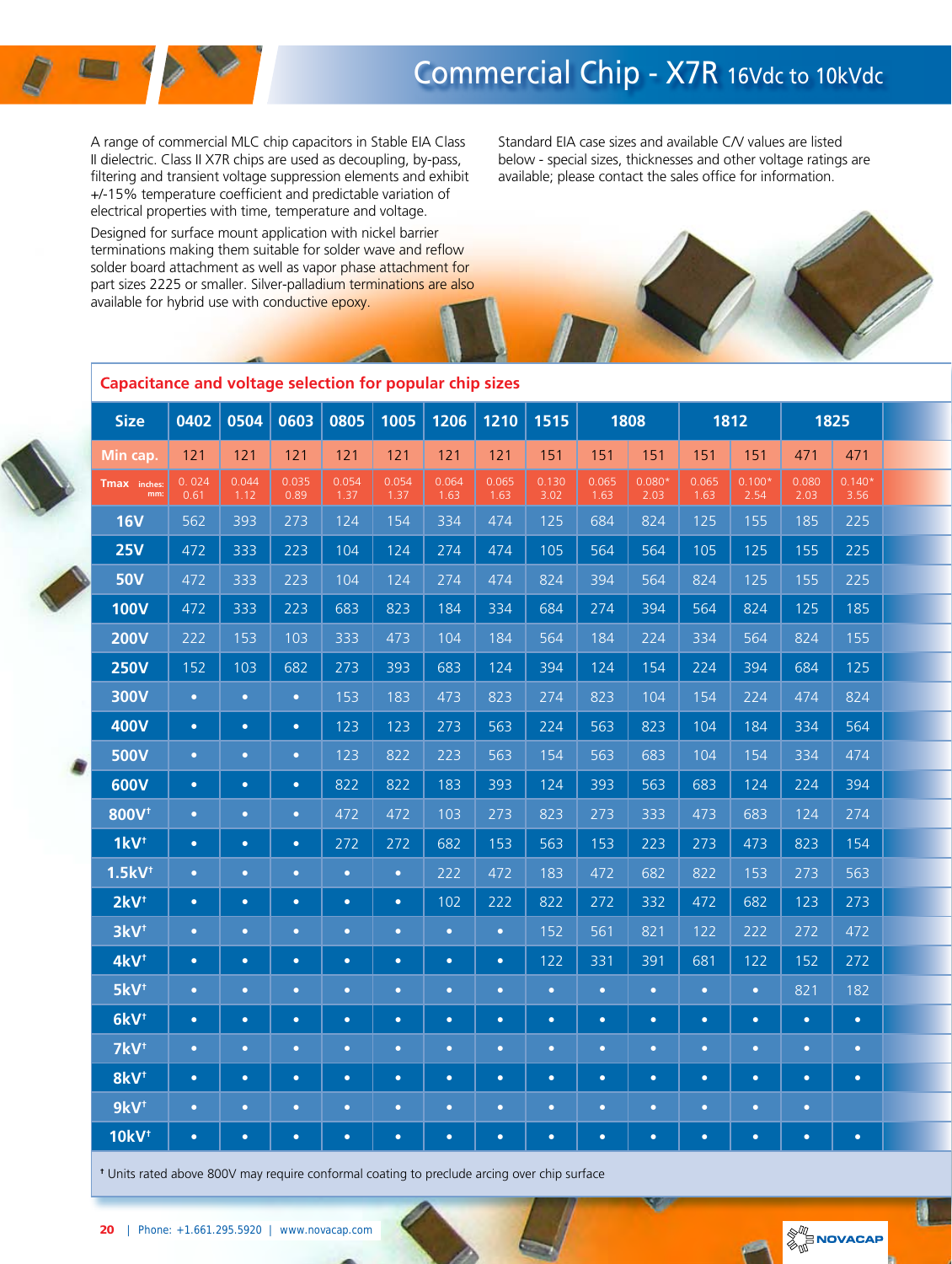# Commercial Chip - X7R 16Vdc to 10kVdc

A range of commercial MLC chip capacitors in Stable EIA Class II dielectric. Class II X7R chips are used as decoupling, by-pass, filtering and transient voltage suppression elements and exhibit +/-15% temperature coefficient and predictable variation of electrical properties with time, temperature and voltage.

Designed for surface mount application with nickel barrier terminations making them suitable for solder wave and reflow solder board attachment as well as vapor phase attachment for part sizes 2225 or smaller. Silver-palladium terminations are also available for hybrid use with conductive epoxy.

Standard EIA case sizes and available C/V values are listed below - special sizes, thicknesses and other voltage ratings are available; please contact the sales office for information.

## Capacitance and voltage selection for popular chip sizes

| Size | 0402 | 0504 | 0603 | 0805 | 1005 | 1206 | 1210 | 1515 | 1808 | | 1812 | | 1825 | |
|---|---|---|---|---|---|---|---|---|---|---|---|---|---|---|
| Min cap. | 121 | 121 | 121 | 121 | 121 | 121 | 121 | 151 | 151 | 151 | 151 | 151 | 471 | 471 |
| Tmax inches: | 0.024 | 0.044 | 0.035 | 0.054 | 0.054 | 0.064 | 0.065 | 0.130 | 0.065 | 0.080* | 0.065 | 0.100* | 0.080 | 0.140* |
| Tmax mm: | 0.61 | 1.12 | 0.89 | 1.37 | 1.37 | 1.63 | 1.63 | 3.02 | 1.63 | 2.03 | 1.63 | 2.54 | 2.03 | 3.56 |
| 16V | 562 | 393 | 273 | 124 | 154 | 334 | 474 | 125 | 684 | 824 | 125 | 155 | 185 | 225 |
| 25V | 472 | 333 | 223 | 104 | 124 | 274 | 474 | 105 | 564 | 564 | 105 | 125 | 155 | 225 |
| 50V | 472 | 333 | 223 | 104 | 124 | 274 | 474 | 824 | 394 | 564 | 824 | 125 | 155 | 225 |
| 100V | 472 | 333 | 223 | 683 | 823 | 184 | 334 | 684 | 274 | 394 | 564 | 824 | 125 | 185 |
| 200V | 222 | 153 | 103 | 333 | 473 | 104 | 184 | 564 | 184 | 224 | 334 | 564 | 824 | 155 |
| 250V | 152 | 103 | 682 | 273 | 393 | 683 | 124 | 394 | 124 | 154 | 224 | 394 | 684 | 125 |
| 300V | • | • | • | 153 | 183 | 473 | 823 | 274 | 823 | 104 | 154 | 224 | 474 | 824 |
| 400V | • | • | • | 123 | 123 | 273 | 563 | 224 | 563 | 823 | 104 | 184 | 334 | 564 |
| 500V | • | • | • | 123 | 822 | 223 | 563 | 154 | 563 | 683 | 104 | 154 | 334 | 474 |
| 600V | • | • | • | 822 | 822 | 183 | 393 | 124 | 393 | 563 | 683 | 124 | 224 | 394 |
| 800V† | • | • | • | 472 | 472 | 103 | 273 | 823 | 273 | 333 | 473 | 683 | 124 | 274 |
| 1kV† | • | • | • | 272 | 272 | 682 | 153 | 563 | 153 | 223 | 273 | 473 | 823 | 154 |
| 1.5kV† | • | • | • | • | • | 222 | 472 | 183 | 472 | 682 | 822 | 153 | 273 | 563 |
| 2kV† | • | • | • | • | • | 102 | 222 | 822 | 272 | 332 | 472 | 682 | 123 | 273 |
| 3kV† | • | • | • | • | • | • | • | 152 | 561 | 821 | 122 | 222 | 272 | 472 |
| 4kV† | • | • | • | • | • | • | • | 122 | 331 | 391 | 681 | 122 | 152 | 272 |
| 5kV† | • | • | • | • | • | • | • | • | • | • | • | • | 821 | 182 |
| 6kV† | • | • | • | • | • | • | • | • | • | • | • | • | • | • |
| 7kV† | • | • | • | • | • | • | • | • | • | • | • | • | • | • |
| 8kV† | • | • | • | • | • | • | • | • | • | • | • | • | • | • |
| 9kV† | • | • | • | • | • | • | • | • | • | • | • | • | • | |
| 10kV† | • | • | • | • | • | • | • | • | • | • | • | • | • | • |

† Units rated above 800V may require conformal coating to preclude arcing over chip surface

Phone: +1.661.295.5920 | www.novacap.com

NOVACAP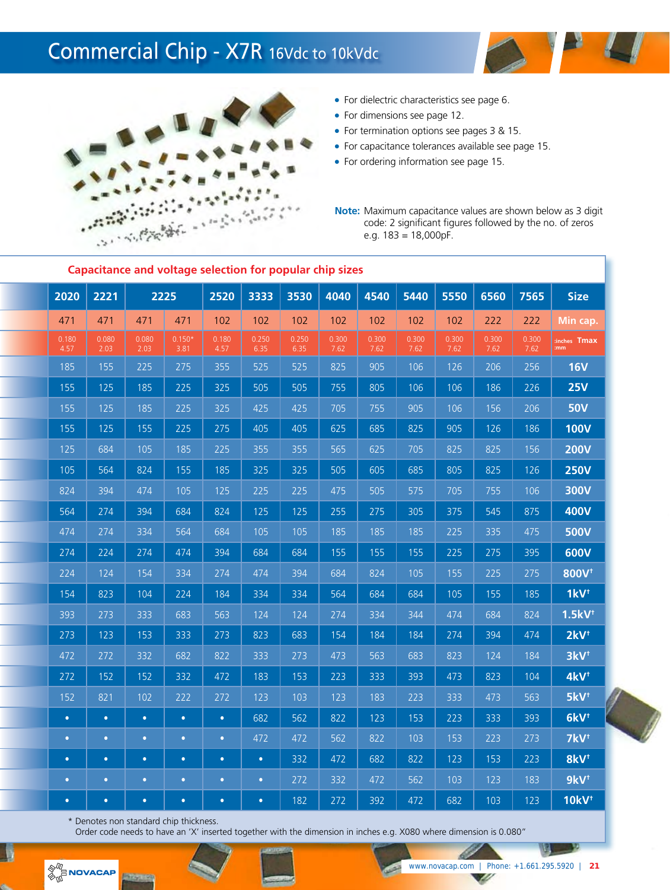# Commercial Chip - X7R 16Vdc to 10kVdc

- For dielectric characteristics see page 6.
- For dimensions see page 12.
- For termination options see pages 3 & 15.
- For capacitance tolerances available see page 15.
- For ordering information see page 15.

**Note:** Maximum capacitance values are shown below as 3 digit code: 2 significant figures followed by the no. of zeros e.g. 183 = 18,000pF.

## Capacitance and voltage selection for popular chip sizes

| 2020 | 2221 | 2225 | | 2520 | 3333 | 3530 | 4040 | 4540 | 5440 | 5550 | 6560 | 7565 | Size |
|---|---|---|---|---|---|---|---|---|---|---|---|---|---|
| 471 | 471 | 471 | 471 | 102 | 102 | 102 | 102 | 102 | 102 | 102 | 222 | 222 | Min cap. |
| 0.180 4.57 | 0.080 2.03 | 0.080 2.03 | 0.150* 3.81 | 0.180 4.57 | 0.250 6.35 | 0.250 6.35 | 0.300 7.62 | 0.300 7.62 | 0.300 7.62 | 0.300 7.62 | 0.300 7.62 | 0.300 7.62 | Tmax (inches / mm) |
| 185 | 155 | 225 | 275 | 355 | 525 | 525 | 825 | 905 | 106 | 126 | 206 | 256 | 16V |
| 155 | 125 | 185 | 225 | 325 | 505 | 505 | 755 | 805 | 106 | 106 | 186 | 226 | 25V |
| 155 | 125 | 185 | 225 | 325 | 425 | 425 | 705 | 755 | 905 | 106 | 156 | 206 | 50V |
| 155 | 125 | 155 | 225 | 275 | 405 | 405 | 625 | 685 | 825 | 905 | 126 | 186 | 100V |
| 125 | 684 | 105 | 185 | 225 | 355 | 355 | 565 | 625 | 705 | 825 | 825 | 156 | 200V |
| 105 | 564 | 824 | 155 | 185 | 325 | 325 | 505 | 605 | 685 | 805 | 825 | 126 | 250V |
| 824 | 394 | 474 | 105 | 125 | 225 | 225 | 475 | 505 | 575 | 705 | 755 | 106 | 300V |
| 564 | 274 | 394 | 684 | 824 | 125 | 125 | 255 | 275 | 305 | 375 | 545 | 875 | 400V |
| 474 | 274 | 334 | 564 | 684 | 105 | 105 | 185 | 185 | 185 | 225 | 335 | 475 | 500V |
| 274 | 224 | 274 | 474 | 394 | 684 | 684 | 155 | 155 | 155 | 225 | 275 | 395 | 600V |
| 224 | 124 | 154 | 334 | 274 | 474 | 394 | 684 | 824 | 105 | 155 | 225 | 275 | 800V† |
| 154 | 823 | 104 | 224 | 184 | 334 | 334 | 564 | 684 | 684 | 105 | 155 | 185 | 1kV† |
| 393 | 273 | 333 | 683 | 563 | 124 | 124 | 274 | 334 | 344 | 474 | 684 | 824 | 1.5kV† |
| 273 | 123 | 153 | 333 | 273 | 823 | 683 | 154 | 184 | 184 | 274 | 394 | 474 | 2kV† |
| 472 | 272 | 332 | 682 | 822 | 333 | 273 | 473 | 563 | 683 | 823 | 124 | 184 | 3kV† |
| 272 | 152 | 152 | 332 | 472 | 183 | 153 | 223 | 333 | 393 | 473 | 823 | 104 | 4kV† |
| 152 | 821 | 102 | 222 | 272 | 123 | 103 | 123 | 183 | 223 | 333 | 473 | 563 | 5kV† |
| • | • | • | • | • | 682 | 562 | 822 | 123 | 153 | 223 | 333 | 393 | 6kV† |
| • | • | • | • | • | 472 | 472 | 562 | 822 | 103 | 153 | 223 | 273 | 7kV† |
| • | • | • | • | • | • | 332 | 472 | 682 | 822 | 123 | 153 | 223 | 8kV† |
| • | • | • | • | • | • | 272 | 332 | 472 | 562 | 103 | 123 | 183 | 9kV† |
| • | • | • | • | • | • | 182 | 272 | 392 | 472 | 682 | 103 | 123 | 10kV† |

\* Denotes non standard chip thickness.
Order code needs to have an 'X' inserted together with the dimension in inches e.g. X080 where dimension is 0.080"

NOVACAP

www.novacap.com | Phone: +1.661.295.5920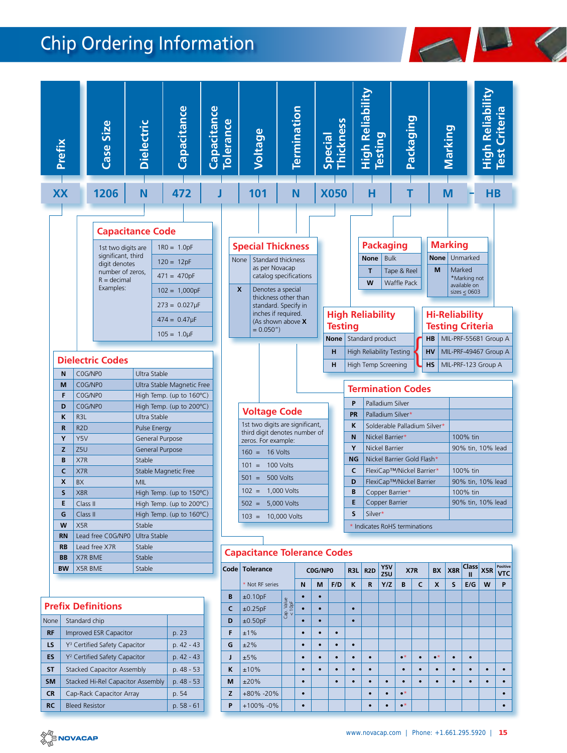# Chip Ordering Information

| Prefix | Case Size | Dielectric | Capacitance | Capacitance Tolerance | Voltage | Termination | Special Thickness | High Reliability Testing | Packaging | Marking | | High Reliability Test Criteria |
|---|---|---|---|---|---|---|---|---|---|---|---|---|
| XX | 1206 | N | 472 | J | 101 | N | X050 | H | T | M | - | HB |

## Capacitance Code

1st two digits are significant, third digit denotes number of zeros, R = decimal

Examples:

| Code | Value |
|---|---|
| 1R0 = | 1.0pF |
| 120 = | 12pF |
| 471 = | 470pF |
| 102 = | 1,000pF |
| 273 = | 0.027μF |
| 474 = | 0.47μF |
| 105 = | 1.0μF |

## Special Thickness

| Code | Description |
|---|---|
| None | Standard thickness as per Novacap catalog specifications |
| X | Denotes a special thickness other than standard. Specify in inches if required. (As shown above X = 0.050") |

## Packaging

| Code | Description |
|---|---|
| None | Bulk |
| T | Tape & Reel |
| W | Waffle Pack |

## Marking

| Code | Description |
|---|---|
| None | Unmarked |
| M | Marked *Marking not available on sizes ≤ 0603 |

## High Reliability Testing

| Code | Description |
|---|---|
| None | Standard product |
| H | High Reliability Testing |
| H | High Temp Screening |

## Hi-Reliability Testing Criteria

| Code | Description |
|---|---|
| HB | MIL-PRF-55681 Group A |
| HV | MIL-PRF-49467 Group A |
| HS | MIL-PRF-123 Group A |

## Dielectric Codes

| Code | Dielectric | Description |
|---|---|---|
| N | C0G/NP0 | Ultra Stable |
| M | C0G/NP0 | Ultra Stable Magnetic Free |
| F | C0G/NP0 | High Temp. (up to 160°C) |
| D | C0G/NP0 | High Temp. (up to 200°C) |
| K | R3L | Ultra Stable |
| R | R2D | Pulse Energy |
| Y | Y5V | General Purpose |
| Z | Z5U | General Purpose |
| B | X7R | Stable |
| C | X7R | Stable Magnetic Free |
| X | BX | MIL |
| S | X8R | High Temp. (up to 150°C) |
| E | Class II | High Temp. (up to 200°C) |
| G | Class II | High Temp. (up to 160°C) |
| W | X5R | Stable |
| RN | Lead free C0G/NP0 | Ultra Stable |
| RB | Lead free X7R | Stable |
| BB | X7R BME | Stable |
| BW | X5R BME | Stable |

## Voltage Code

1st two digits are significant, third digit denotes number of zeros. For example:

| Code | Voltage |
|---|---|
| 160 = | 16 Volts |
| 101 = | 100 Volts |
| 501 = | 500 Volts |
| 102 = | 1,000 Volts |
| 502 = | 5,000 Volts |
| 103 = | 10,000 Volts |

## Termination Codes

| Code | Termination | Finish |
|---|---|---|
| P | Palladium Silver | |
| PR | Palladium Silver* | |
| K | Solderable Palladium Silver* | |
| N | Nickel Barrier* | 100% tin |
| Y | Nickel Barrier | 90% tin, 10% lead |
| NG | Nickel Barrier Gold Flash* | |
| C | FlexiCap™/Nickel Barrier* | 100% tin |
| D | FlexiCap™/Nickel Barrier | 90% tin, 10% lead |
| B | Copper Barrier* | 100% tin |
| E | Copper Barrier | 90% tin, 10% lead |
| S | Silver* | |

* Indicates RoHS terminations

## Prefix Definitions

| Code | Description | Page |
|---|---|---|
| None | Standard chip | |
| RF | Improved ESR Capacitor | p. 23 |
| LS | Y³ Certified Safety Capacitor | p. 42 - 43 |
| ES | Y² Certified Safety Capacitor | p. 42 - 43 |
| ST | Stacked Capacitor Assembly | p. 48 - 53 |
| SM | Stacked Hi-Rel Capacitor Assembly | p. 48 - 53 |
| CR | Cap-Rack Capacitor Array | p. 54 |
| RC | Bleed Resistor | p. 58 - 61 |

## Capacitance Tolerance Codes

| Code | Tolerance | | C0G/NP0 | | | R3L | R2D | Y5V Z5U | X7R | | BX | X8R | Class II | X5R | Positive VTC |
|---|---|---|---|---|---|---|---|---|---|---|---|---|---|---|---|
| | * Not RF series | | N | M | F/D | K | R | Y/Z | B | C | X | S | E/G | W | P |
| B | ±0.10pF | Cap. Value < 10pF | • | • | | | | | | | | | | | |
| C | ±0.25pF | Cap. Value < 10pF | • | • | | • | | | | | | | | | |
| D | ±0.50pF | Cap. Value < 10pF | • | • | | • | | | | | | | | | |
| F | ±1% | | • | • | • | | | | | | | | | | |
| G | ±2% | | • | • | • | • | | | | | | | | | |
| J | ±5% | | • | • | • | • | • | | •* | | •* | • | • | | |
| K | ±10% | | • | • | • | • | • | | • | • | • | • | • | • | • |
| M | ±20% | | • | | • | • | • | • | • | • | • | • | • | • | • |
| Z | +80% -20% | | • | | | | • | • | •* | | | | | | • |
| P | +100% -0% | | • | | | | • | • | •* | | | | | | • |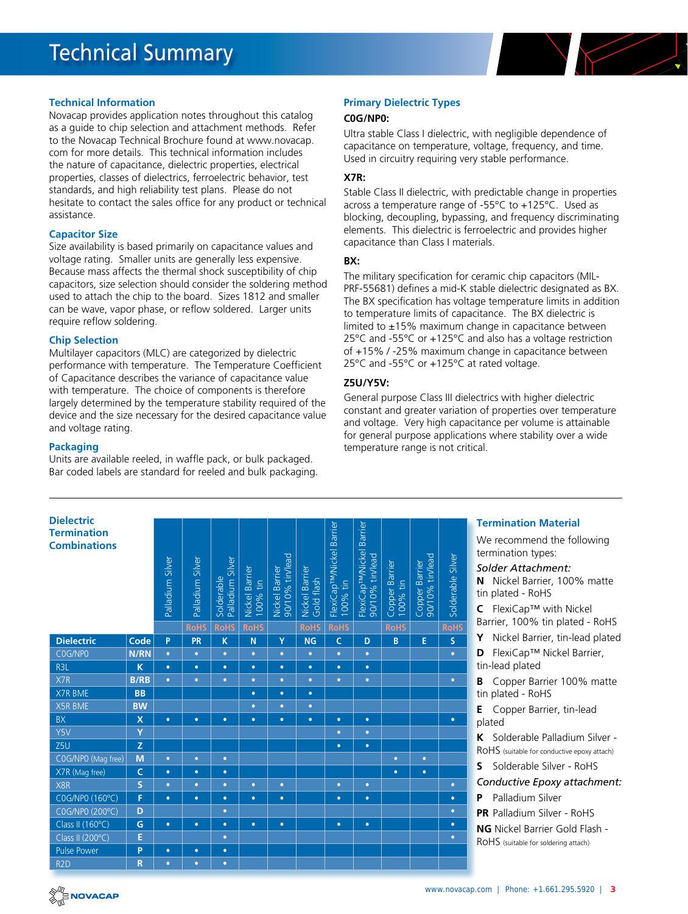# Technical Summary

## Technical Information

Novacap provides application notes throughout this catalog as a guide to chip selection and attachment methods. Refer to the Novacap Technical Brochure found at www.novacap.com for more details. This technical information includes the nature of capacitance, dielectric properties, electrical properties, classes of dielectrics, ferroelectric behavior, test standards, and high reliability test plans. Please do not hesitate to contact the sales office for any product or technical assistance.

## Capacitor Size

Size availability is based primarily on capacitance values and voltage rating. Smaller units are generally less expensive. Because mass affects the thermal shock susceptibility of chip capacitors, size selection should consider the soldering method used to attach the chip to the board. Sizes 1812 and smaller can be wave, vapor phase, or reflow soldered. Larger units require reflow soldering.

## Chip Selection

Multilayer capacitors (MLC) are categorized by dielectric performance with temperature. The Temperature Coefficient of Capacitance describes the variance of capacitance value with temperature. The choice of components is therefore largely determined by the temperature stability required of the device and the size necessary for the desired capacitance value and voltage rating.

## Packaging

Units are available reeled, in waffle pack, or bulk packaged. Bar coded labels are standard for reeled and bulk packaging.

## Primary Dielectric Types

### C0G/NP0:

Ultra stable Class I dielectric, with negligible dependence of capacitance on temperature, voltage, frequency, and time. Used in circuitry requiring very stable performance.

### X7R:

Stable Class II dielectric, with predictable change in properties across a temperature range of -55°C to +125°C. Used as blocking, decoupling, bypassing, and frequency discriminating elements. This dielectric is ferroelectric and provides higher capacitance than Class I materials.

### BX:

The military specification for ceramic chip capacitors (MIL-PRF-55681) defines a mid-K stable dielectric designated as BX. The BX specification has voltage temperature limits in addition to temperature limits of capacitance. The BX dielectric is limited to ±15% maximum change in capacitance between 25°C and -55°C or +125°C and also has a voltage restriction of +15% / -25% maximum change in capacitance between 25°C and -55°C or +125°C at rated voltage.

### Z5U/Y5V:

General purpose Class III dielectrics with higher dielectric constant and greater variation of properties over temperature and voltage. Very high capacitance per volume is attainable for general purpose applications where stability over a wide temperature range is not critical.

## Dielectric Termination Combinations

| | | Palladium Silver | Palladium Silver | Solderable Palladium Silver | Nickel Barrier 100% tin | Nickel Barrier 90/10% tin/lead | Nickel Barrier Gold flash | FlexiCap™/Nickel Barrier 100% tin | FlexiCap™/Nickel Barrier 90/10% tin/lead | Copper Barrier 100% tin | Copper Barrier 90/10% tin/lead | Solderable Silver |
|---|---|---|---|---|---|---|---|---|---|---|---|---|
| | | | RoHS | RoHS | RoHS | | RoHS | RoHS | | RoHS | | RoHS |
| **Dielectric** | **Code** | **P** | **PR** | **K** | **N** | **Y** | **NG** | **C** | **D** | **B** | **E** | **S** |
| C0G/NP0 | N/RN | • | • | • | • | • | • | • | • | | | • |
| R3L | K | • | • | • | • | • | • | • | • | | | |
| X7R | B/RB | • | • | • | • | • | • | • | • | | | • |
| X7R BME | BB | | | | • | • | • | | | | | |
| X5R BME | BW | | | | • | • | • | | | | | |
| BX | X | • | • | • | • | • | • | • | • | | | • |
| Y5V | Y | | | | | | | • | • | | | |
| Z5U | Z | | | | | | | • | • | | | |
| C0G/NP0 (Mag free) | M | • | • | • | | | | | | • | • | |
| X7R (Mag free) | C | • | • | • | | | | | | • | • | |
| X8R | S | • | • | • | • | • | | • | • | | | • |
| C0G/NP0 (160°C) | F | • | • | • | • | • | | • | • | | | • |
| C0G/NP0 (200°C) | D | | | • | | | | | | | | • |
| Class II (160°C) | G | • | • | • | • | • | | • | • | | | • |
| Class II (200°C) | E | | | • | | | | | | | | • |
| Pulse Power | P | • | • | • | | | | | | | | |
| R2D | R | • | • | • | | | | | | | | |

## Termination Material

We recommend the following termination types:

*Solder Attachment:*

- **N** Nickel Barrier, 100% matte tin plated - RoHS
- **C** FlexiCap™ with Nickel Barrier, 100% tin plated - RoHS
- **Y** Nickel Barrier, tin-lead plated
- **D** FlexiCap™ Nickel Barrier, tin-lead plated
- **B** Copper Barrier 100% matte tin plated - RoHS
- **E** Copper Barrier, tin-lead plated
- **K** Solderable Palladium Silver - RoHS (suitable for conductive epoxy attach)
- **S** Solderable Silver - RoHS

*Conductive Epoxy attachment:*

- **P** Palladium Silver
- **PR** Palladium Silver - RoHS
- **NG** Nickel Barrier Gold Flash - RoHS (suitable for soldering attach)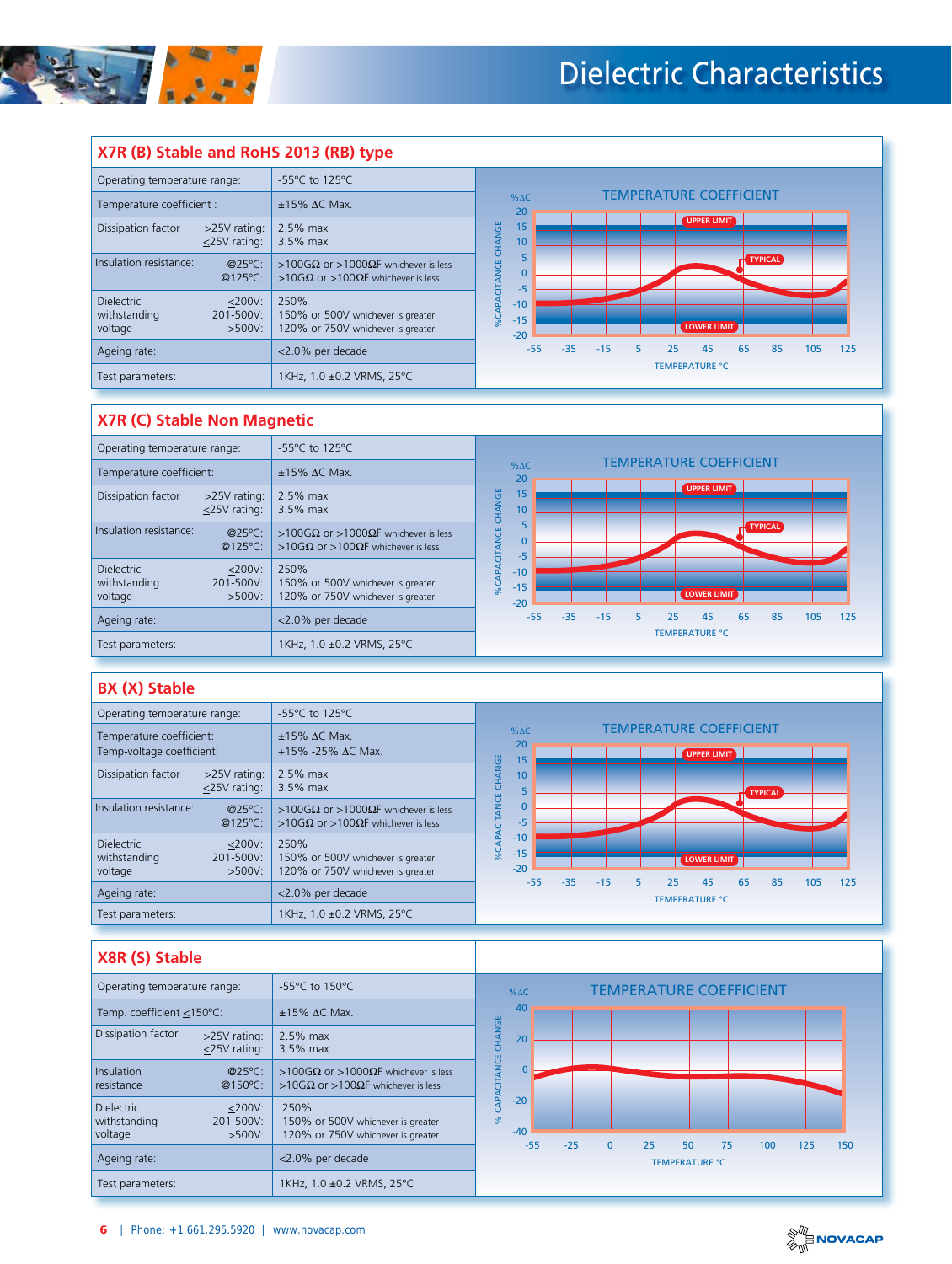# Dielectric Characteristics

## X7R (B) Stable and RoHS 2013 (RB) type

| Parameter | | Value |
|---|---|---|
| Operating temperature range: | | -55°C to 125°C |
| Temperature coefficient : | | ±15% ΔC Max. |
| Dissipation factor | >25V rating: | 2.5% max |
| | ≤25V rating: | 3.5% max |
| Insulation resistance: | @25°C: | >100GΩ or >1000ΩF whichever is less |
| | @125°C: | >10GΩ or >100ΩF whichever is less |
| Dielectric withstanding voltage | ≤200V: | 250% |
| | 201-500V: | 150% or 500V whichever is greater |
| | >500V: | 120% or 750V whichever is greater |
| Ageing rate: | | <2.0% per decade |
| Test parameters: | | 1KHz, 1.0 ±0.2 VRMS, 25°C |

TEMPERATURE COEFFICIENT

## X7R (C) Stable Non Magnetic

| Parameter | | Value |
|---|---|---|
| Operating temperature range: | | -55°C to 125°C |
| Temperature coefficient: | | ±15% ΔC Max. |
| Dissipation factor | >25V rating: | 2.5% max |
| | ≤25V rating: | 3.5% max |
| Insulation resistance: | @25°C: | >100GΩ or >1000ΩF whichever is less |
| | @125°C: | >10GΩ or >100ΩF whichever is less |
| Dielectric withstanding voltage | ≤200V: | 250% |
| | 201-500V: | 150% or 500V whichever is greater |
| | >500V: | 120% or 750V whichever is greater |
| Ageing rate: | | <2.0% per decade |
| Test parameters: | | 1KHz, 1.0 ±0.2 VRMS, 25°C |

TEMPERATURE COEFFICIENT

## BX (X) Stable

| Parameter | | Value |
|---|---|---|
| Operating temperature range: | | -55°C to 125°C |
| Temperature coefficient: | | ±15% ΔC Max. |
| Temp-voltage coefficient: | | +15% -25% ΔC Max. |
| Dissipation factor | >25V rating: | 2.5% max |
| | ≤25V rating: | 3.5% max |
| Insulation resistance: | @25°C: | >100GΩ or >1000ΩF whichever is less |
| | @125°C: | >10GΩ or >100ΩF whichever is less |
| Dielectric withstanding voltage | ≤200V: | 250% |
| | 201-500V: | 150% or 500V whichever is greater |
| | >500V: | 120% or 750V whichever is greater |
| Ageing rate: | | <2.0% per decade |
| Test parameters: | | 1KHz, 1.0 ±0.2 VRMS, 25°C |

TEMPERATURE COEFFICIENT

## X8R (S) Stable

| Parameter | | Value |
|---|---|---|
| Operating temperature range: | | -55°C to 150°C |
| Temp. coefficient ≤150°C: | | ±15% ΔC Max. |
| Dissipation factor | >25V rating: | 2.5% max |
| | ≤25V rating: | 3.5% max |
| Insulation resistance | @25°C: | >100GΩ or >1000ΩF whichever is less |
| | @150°C: | >10GΩ or >100ΩF whichever is less |
| Dielectric withstanding voltage | ≤200V: | 250% |
| | 201-500V: | 150% or 500V whichever is greater |
| | >500V: | 120% or 750V whichever is greater |
| Ageing rate: | | <2.0% per decade |
| Test parameters: | | 1KHz, 1.0 ±0.2 VRMS, 25°C |

TEMPERATURE COEFFICIENT

Phone: +1.661.295.5920 | www.novacap.com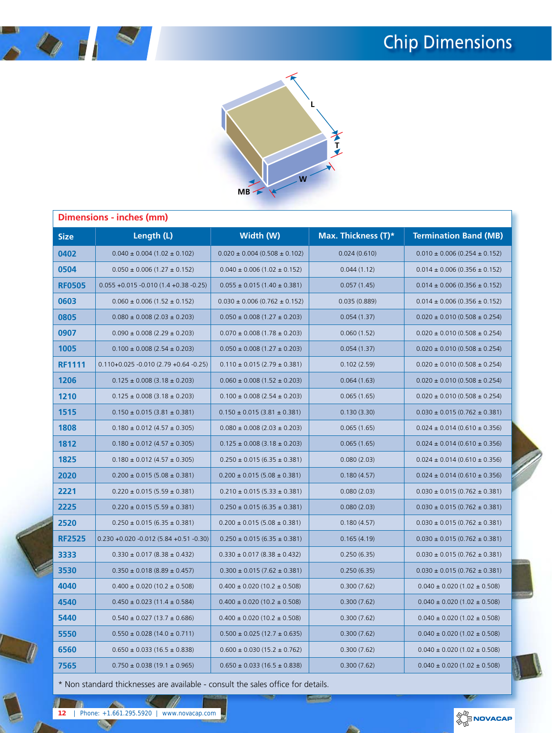# Chip Dimensions

**Dimensions - inches (mm)**

| Size | Length (L) | Width (W) | Max. Thickness (T)* | Termination Band (MB) |
|---|---|---|---|---|
| 0402 | 0.040 ± 0.004 (1.02 ± 0.102) | 0.020 ± 0.004 (0.508 ± 0.102) | 0.024 (0.610) | 0.010 ± 0.006 (0.254 ± 0.152) |
| 0504 | 0.050 ± 0.006 (1.27 ± 0.152) | 0.040 ± 0.006 (1.02 ± 0.152) | 0.044 (1.12) | 0.014 ± 0.006 (0.356 ± 0.152) |
| RF0505 | 0.055 +0.015 -0.010 (1.4 +0.38 -0.25) | 0.055 ± 0.015 (1.40 ± 0.381) | 0.057 (1.45) | 0.014 ± 0.006 (0.356 ± 0.152) |
| 0603 | 0.060 ± 0.006 (1.52 ± 0.152) | 0.030 ± 0.006 (0.762 ± 0.152) | 0.035 (0.889) | 0.014 ± 0.006 (0.356 ± 0.152) |
| 0805 | 0.080 ± 0.008 (2.03 ± 0.203) | 0.050 ± 0.008 (1.27 ± 0.203) | 0.054 (1.37) | 0.020 ± 0.010 (0.508 ± 0.254) |
| 0907 | 0.090 ± 0.008 (2.29 ± 0.203) | 0.070 ± 0.008 (1.78 ± 0.203) | 0.060 (1.52) | 0.020 ± 0.010 (0.508 ± 0.254) |
| 1005 | 0.100 ± 0.008 (2.54 ± 0.203) | 0.050 ± 0.008 (1.27 ± 0.203) | 0.054 (1.37) | 0.020 ± 0.010 (0.508 ± 0.254) |
| RF1111 | 0.110+0.025 -0.010 (2.79 +0.64 -0.25) | 0.110 ± 0.015 (2.79 ± 0.381) | 0.102 (2.59) | 0.020 ± 0.010 (0.508 ± 0.254) |
| 1206 | 0.125 ± 0.008 (3.18 ± 0.203) | 0.060 ± 0.008 (1.52 ± 0.203) | 0.064 (1.63) | 0.020 ± 0.010 (0.508 ± 0.254) |
| 1210 | 0.125 ± 0.008 (3.18 ± 0.203) | 0.100 ± 0.008 (2.54 ± 0.203) | 0.065 (1.65) | 0.020 ± 0.010 (0.508 ± 0.254) |
| 1515 | 0.150 ± 0.015 (3.81 ± 0.381) | 0.150 ± 0.015 (3.81 ± 0.381) | 0.130 (3.30) | 0.030 ± 0.015 (0.762 ± 0.381) |
| 1808 | 0.180 ± 0.012 (4.57 ± 0.305) | 0.080 ± 0.008 (2.03 ± 0.203) | 0.065 (1.65) | 0.024 ± 0.014 (0.610 ± 0.356) |
| 1812 | 0.180 ± 0.012 (4.57 ± 0.305) | 0.125 ± 0.008 (3.18 ± 0.203) | 0.065 (1.65) | 0.024 ± 0.014 (0.610 ± 0.356) |
| 1825 | 0.180 ± 0.012 (4.57 ± 0.305) | 0.250 ± 0.015 (6.35 ± 0.381) | 0.080 (2.03) | 0.024 ± 0.014 (0.610 ± 0.356) |
| 2020 | 0.200 ± 0.015 (5.08 ± 0.381) | 0.200 ± 0.015 (5.08 ± 0.381) | 0.180 (4.57) | 0.024 ± 0.014 (0.610 ± 0.356) |
| 2221 | 0.220 ± 0.015 (5.59 ± 0.381) | 0.210 ± 0.015 (5.33 ± 0.381) | 0.080 (2.03) | 0.030 ± 0.015 (0.762 ± 0.381) |
| 2225 | 0.220 ± 0.015 (5.59 ± 0.381) | 0.250 ± 0.015 (6.35 ± 0.381) | 0.080 (2.03) | 0.030 ± 0.015 (0.762 ± 0.381) |
| 2520 | 0.250 ± 0.015 (6.35 ± 0.381) | 0.200 ± 0.015 (5.08 ± 0.381) | 0.180 (4.57) | 0.030 ± 0.015 (0.762 ± 0.381) |
| RF2525 | 0.230 +0.020 -0.012 (5.84 +0.51 -0.30) | 0.250 ± 0.015 (6.35 ± 0.381) | 0.165 (4.19) | 0.030 ± 0.015 (0.762 ± 0.381) |
| 3333 | 0.330 ± 0.017 (8.38 ± 0.432) | 0.330 ± 0.017 (8.38 ± 0.432) | 0.250 (6.35) | 0.030 ± 0.015 (0.762 ± 0.381) |
| 3530 | 0.350 ± 0.018 (8.89 ± 0.457) | 0.300 ± 0.015 (7.62 ± 0.381) | 0.250 (6.35) | 0.030 ± 0.015 (0.762 ± 0.381) |
| 4040 | 0.400 ± 0.020 (10.2 ± 0.508) | 0.400 ± 0.020 (10.2 ± 0.508) | 0.300 (7.62) | 0.040 ± 0.020 (1.02 ± 0.508) |
| 4540 | 0.450 ± 0.023 (11.4 ± 0.584) | 0.400 ± 0.020 (10.2 ± 0.508) | 0.300 (7.62) | 0.040 ± 0.020 (1.02 ± 0.508) |
| 5440 | 0.540 ± 0.027 (13.7 ± 0.686) | 0.400 ± 0.020 (10.2 ± 0.508) | 0.300 (7.62) | 0.040 ± 0.020 (1.02 ± 0.508) |
| 5550 | 0.550 ± 0.028 (14.0 ± 0.711) | 0.500 ± 0.025 (12.7 ± 0.635) | 0.300 (7.62) | 0.040 ± 0.020 (1.02 ± 0.508) |
| 6560 | 0.650 ± 0.033 (16.5 ± 0.838) | 0.600 ± 0.030 (15.2 ± 0.762) | 0.300 (7.62) | 0.040 ± 0.020 (1.02 ± 0.508) |
| 7565 | 0.750 ± 0.038 (19.1 ± 0.965) | 0.650 ± 0.033 (16.5 ± 0.838) | 0.300 (7.62) | 0.040 ± 0.020 (1.02 ± 0.508) |

* Non standard thicknesses are available - consult the sales office for details.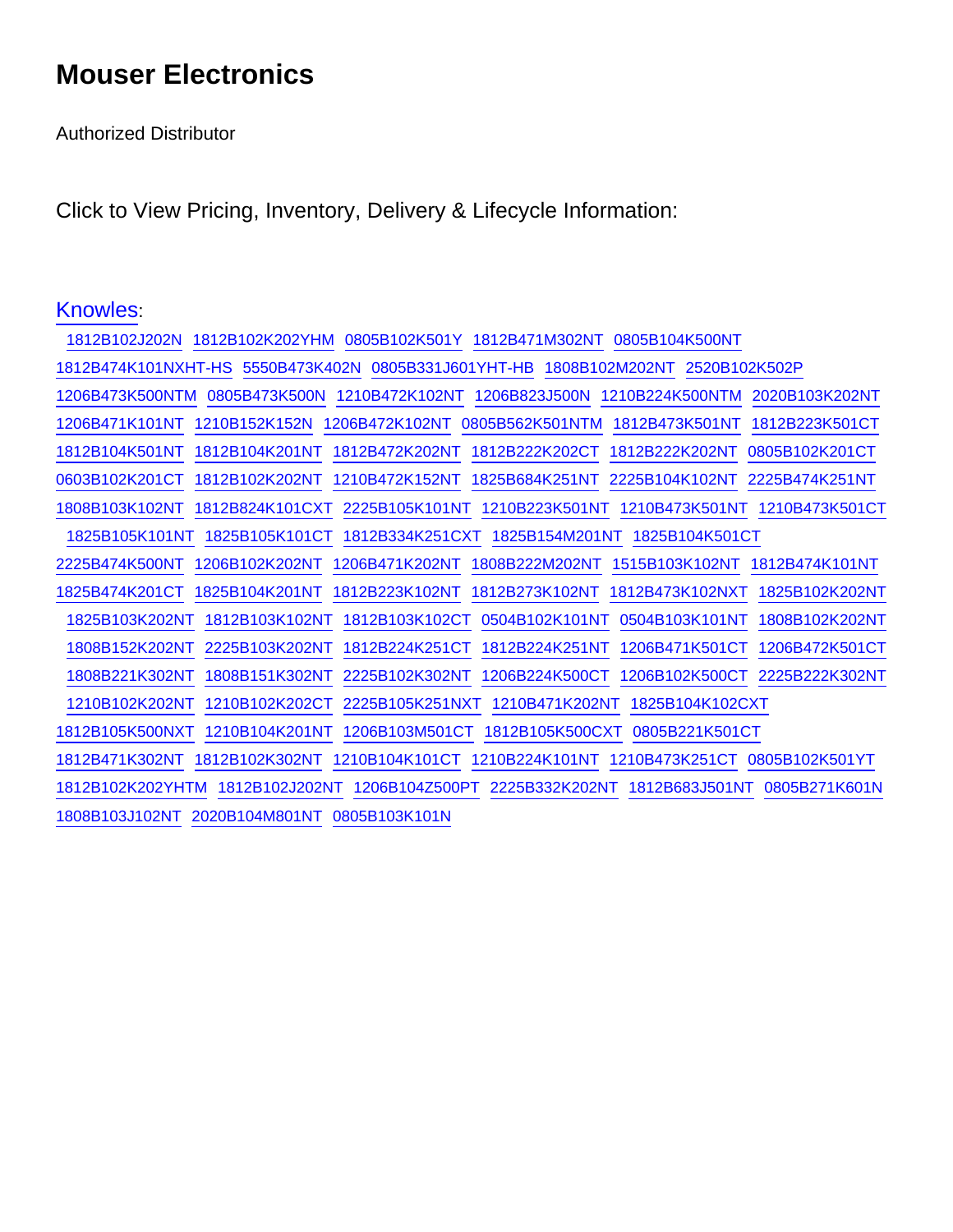# Mouser Electronics

Authorized Distributor

Click to View Pricing, Inventory, Delivery & Lifecycle Information:

Knowles:

1812B102J202N 1812B102K202YHM 0805B102K501Y 1812B471M302NT 0805B104K500NT
1812B474K101NXHT-HS 5550B473K402N 0805B331J601YHT-HB 1808B102M202NT 2520B102K502P
1206B473K500NTM 0805B473K500N 1210B472K102NT 1206B823J500N 1210B224K500NTM 2020B103K202NT
1206B471K101NT 1210B152K152N 1206B472K102NT 0805B562K501NTM 1812B473K501NT 1812B223K501CT
1812B104K501NT 1812B104K201NT 1812B472K202NT 1812B222K202CT 1812B222K202NT 0805B102K201CT
0603B102K201CT 1812B102K202NT 1210B472K152NT 1825B684K251NT 2225B104K102NT 2225B474K251NT
1808B103K102NT 1812B824K101CXT 2225B105K101NT 1210B223K501NT 1210B473K501NT 1210B473K501CT
1825B105K101NT 1825B105K101CT 1812B334K251CXT 1825B154M201NT 1825B104K501CT
2225B474K500NT 1206B102K202NT 1206B471K202NT 1808B222M202NT 1515B103K102NT 1812B474K101NT
1825B474K201CT 1825B104K201NT 1812B223K102NT 1812B273K102NT 1812B473K102NXT 1825B102K202NT
1825B103K202NT 1812B103K102NT 1812B103K102CT 0504B102K101NT 0504B103K101NT 1808B102K202NT
1808B152K202NT 2225B103K202NT 1812B224K251CT 1812B224K251NT 1206B471K501CT 1206B472K501CT
1808B221K302NT 1808B151K302NT 2225B102K302NT 1206B224K500CT 1206B102K500CT 2225B222K302NT
1210B102K202NT 1210B102K202CT 2225B105K251NXT 1210B471K202NT 1825B104K102CXT
1812B105K500NXT 1210B104K201NT 1206B103M501CT 1812B105K500CXT 0805B221K501CT
1812B471K302NT 1812B102K302NT 1210B104K101CT 1210B224K101NT 1210B473K251CT 0805B102K501YT
1812B102K202YHTM 1812B102J202NT 1206B104Z500PT 2225B332K202NT 1812B683J501NT 0805B271K601N
1808B103J102NT 2020B104M801NT 0805B103K101N